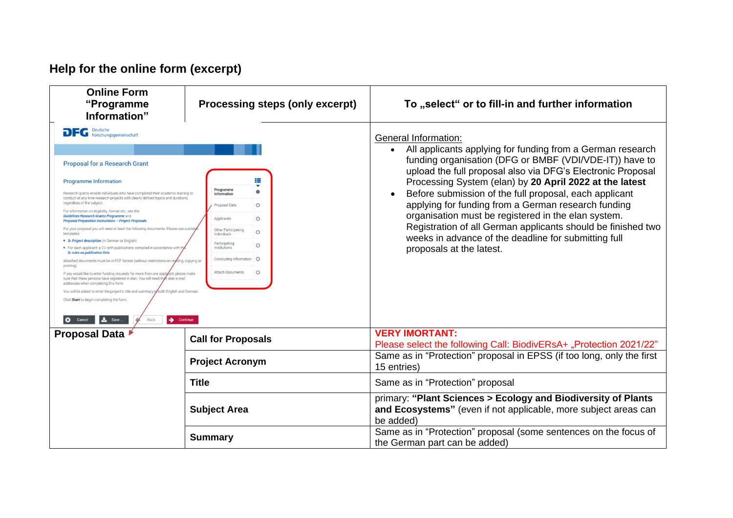## Help for the online form (excerpt)

| Online Form "Programme Information" | Processing steps (only excerpt) | To „select" or to fill-in and further information |
|---|---|---|
| DFG Deutsche Forschungsgemeinschaft<br><br>Proposal for a Research Grant<br><br>Programme Information<br><br>Research grants enable individuals who have completed their academic training to conduct at any time research projects with clearly defined topics and durations, regardless of the subject.<br><br>For information on eligibility, format etc., see the *Guidelines Research Grants Programme* and *Proposal Preparation Instructions – Project Proposals*.<br><br>For your proposal you will need at least the following documents. Please use available templates:<br>• » *Project description* (in German or English)<br>• For each applicant: a CV with publications compiled in accordance with the » *rules on publication lists*<br><br>Attached documents must be in PDF format (without restrictions on reading, copying or printing).<br><br>If you would like to enter funding requests for more than one applicant, please make sure that these persons have registered in elan. You will need their elan e-mail addresses when completing this form.<br><br>You will be asked to enter the project's title and summary in both English and German.<br><br>Click **Start** to begin completing the form.<br><br>Cancel / Save ... / Back / Continue<br><br>Programme Information / Proposal Data / Applicants / Other Participating Individuals / Participating Institutions / Concluding Information / Attach Documents | | <u>General Information:</u><br>• All applicants applying for funding from a German research funding organisation (DFG or BMBF (VDI/VDE-IT)) have to upload the full proposal also via DFG's Electronic Proposal Processing System (elan) by **20 April 2022 at the latest**<br>• Before submission of the full proposal, each applicant applying for funding from a German research funding organisation must be registered in the elan system. Registration of all German applicants should be finished two weeks in advance of the deadline for submitting full proposals at the latest. |
| **Proposal Data** | **Call for Proposals** | **VERY IMORTANT:**<br>Please select the following Call: BiodivERsA+ „Protection 2021/22" |
| | **Project Acronym** | Same as in "Protection" proposal in EPSS (if too long, only the first 15 entries) |
| | **Title** | Same as in "Protection" proposal |
| | **Subject Area** | primary: **"Plant Sciences > Ecology and Biodiversity of Plants and Ecosystems"** (even if not applicable, more subject areas can be added) |
| | **Summary** | Same as in "Protection" proposal (some sentences on the focus of the German part can be added) |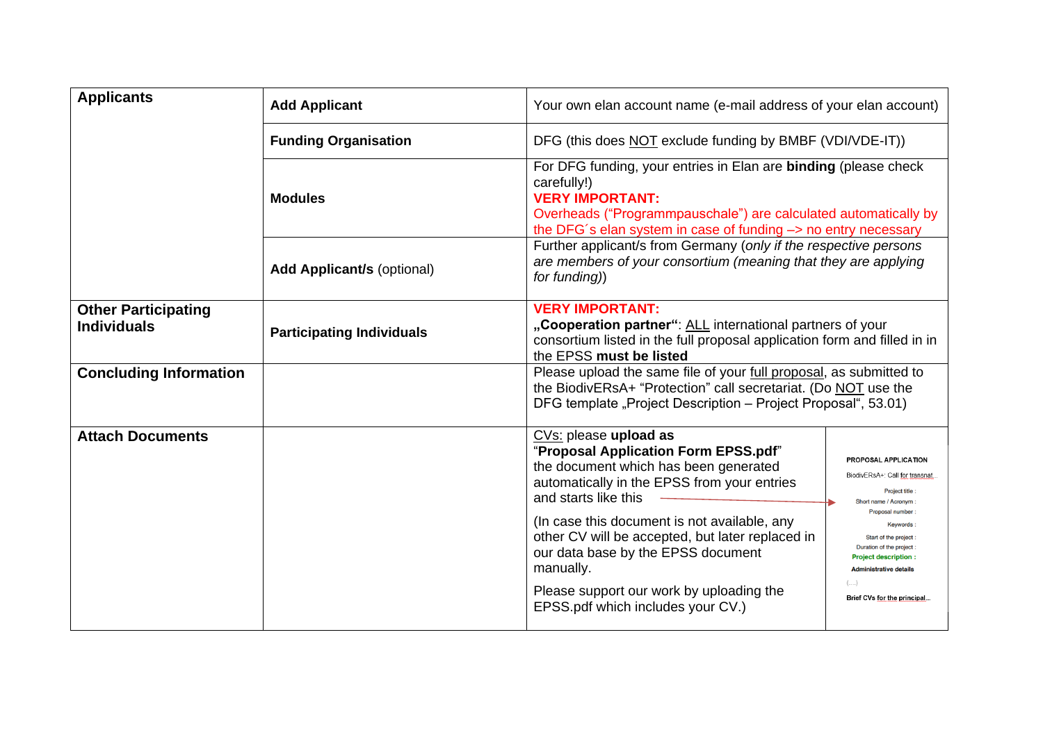| | | |
|---|---|---|
| **Applicants** | **Add Applicant** | Your own elan account name (e-mail address of your elan account) |
| | **Funding Organisation** | DFG (this does NOT exclude funding by BMBF (VDI/VDE-IT)) |
| | **Modules** | For DFG funding, your entries in Elan are **binding** (please check carefully!) **VERY IMPORTANT:** Overheads ("Programmpauschale") are calculated automatically by the DFG´s elan system in case of funding –> no entry necessary |
| | **Add Applicant/s** (optional) | Further applicant/s from Germany (*only if the respective persons are members of your consortium (meaning that they are applying for funding)*) |
| **Other Participating Individuals** | **Participating Individuals** | **VERY IMPORTANT:** **„Cooperation partner"**: ALL international partners of your consortium listed in the full proposal application form and filled in in the EPSS **must be listed** |
| **Concluding Information** | | Please upload the same file of your full proposal, as submitted to the BiodivERsA+ "Protection" call secretariat. (Do NOT use the DFG template „Project Description – Project Proposal", 53.01) |
| **Attach Documents** | | CVs: please **upload as** "**Proposal Application Form EPSS.pdf**" the document which has been generated automatically in the EPSS from your entries and starts like this → PROPOSAL APPLICATION BiodivERsA+: Call for transnat... Project title : Short name / Acronym : Proposal number : Keywords : Start of the project : Duration of the project : Project description : Administrative details (....) Brief CVs for the principal... <br><br> (In case this document is not available, any other CV will be accepted, but later replaced in our data base by the EPSS document manually. <br><br> Please support our work by uploading the EPSS.pdf which includes your CV.) |